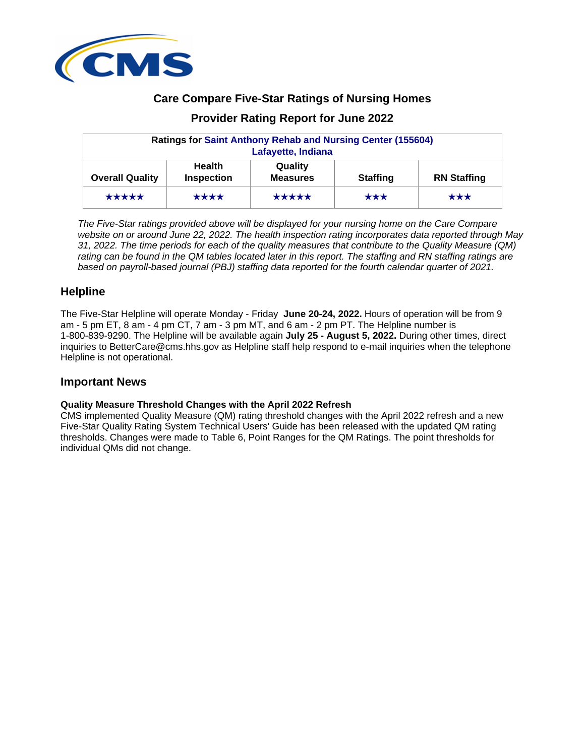## Care Compare Five-Star Ratings of Nursing Homes

## Provider Rating Report for June 2022

| Ratings for Saint Anthony Rehab and Nursing Center (155604) Lafayette, Indiana | | | | |
|---|---|---|---|---|
| **Overall Quality** | **Health Inspection** | **Quality Measures** | **Staffing** | **RN Staffing** |
| ★★★★★ | ★★★★ | ★★★★★ | ★★★ | ★★★ |

*The Five-Star ratings provided above will be displayed for your nursing home on the Care Compare website on or around June 22, 2022. The health inspection rating incorporates data reported through May 31, 2022. The time periods for each of the quality measures that contribute to the Quality Measure (QM) rating can be found in the QM tables located later in this report. The staffing and RN staffing ratings are based on payroll-based journal (PBJ) staffing data reported for the fourth calendar quarter of 2021.*

## Helpline

The Five-Star Helpline will operate Monday - Friday **June 20-24, 2022.** Hours of operation will be from 9 am - 5 pm ET, 8 am - 4 pm CT, 7 am - 3 pm MT, and 6 am - 2 pm PT. The Helpline number is 1-800-839-9290. The Helpline will be available again **July 25 - August 5, 2022.** During other times, direct inquiries to BetterCare@cms.hhs.gov as Helpline staff help respond to e-mail inquiries when the telephone Helpline is not operational.

## Important News

**Quality Measure Threshold Changes with the April 2022 Refresh**

CMS implemented Quality Measure (QM) rating threshold changes with the April 2022 refresh and a new Five-Star Quality Rating System Technical Users' Guide has been released with the updated QM rating thresholds. Changes were made to Table 6, Point Ranges for the QM Ratings. The point thresholds for individual QMs did not change.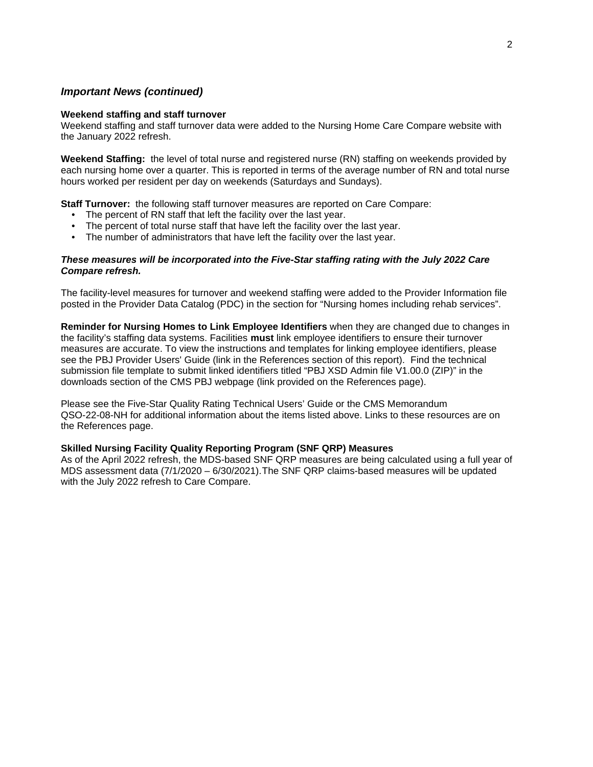## *Important News (continued)*

**Weekend staffing and staff turnover**
Weekend staffing and staff turnover data were added to the Nursing Home Care Compare website with the January 2022 refresh.

**Weekend Staffing:** the level of total nurse and registered nurse (RN) staffing on weekends provided by each nursing home over a quarter. This is reported in terms of the average number of RN and total nurse hours worked per resident per day on weekends (Saturdays and Sundays).

**Staff Turnover:** the following staff turnover measures are reported on Care Compare:

- The percent of RN staff that left the facility over the last year.
- The percent of total nurse staff that have left the facility over the last year.
- The number of administrators that have left the facility over the last year.

***These measures will be incorporated into the Five-Star staffing rating with the July 2022 Care Compare refresh.***

The facility-level measures for turnover and weekend staffing were added to the Provider Information file posted in the Provider Data Catalog (PDC) in the section for "Nursing homes including rehab services".

**Reminder for Nursing Homes to Link Employee Identifiers** when they are changed due to changes in the facility's staffing data systems. Facilities **must** link employee identifiers to ensure their turnover measures are accurate. To view the instructions and templates for linking employee identifiers, please see the PBJ Provider Users' Guide (link in the References section of this report). Find the technical submission file template to submit linked identifiers titled "PBJ XSD Admin file V1.00.0 (ZIP)" in the downloads section of the CMS PBJ webpage (link provided on the References page).

Please see the Five-Star Quality Rating Technical Users' Guide or the CMS Memorandum QSO-22-08-NH for additional information about the items listed above. Links to these resources are on the References page.

**Skilled Nursing Facility Quality Reporting Program (SNF QRP) Measures**
As of the April 2022 refresh, the MDS-based SNF QRP measures are being calculated using a full year of MDS assessment data (7/1/2020 – 6/30/2021).The SNF QRP claims-based measures will be updated with the July 2022 refresh to Care Compare.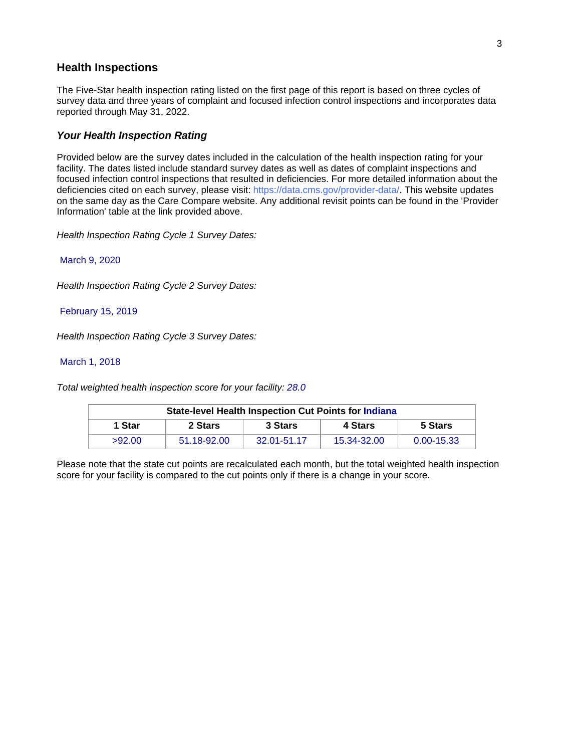## Health Inspections

The Five-Star health inspection rating listed on the first page of this report is based on three cycles of survey data and three years of complaint and focused infection control inspections and incorporates data reported through May 31, 2022.

### *Your Health Inspection Rating*

Provided below are the survey dates included in the calculation of the health inspection rating for your facility. The dates listed include standard survey dates as well as dates of complaint inspections and focused infection control inspections that resulted in deficiencies. For more detailed information about the deficiencies cited on each survey, please visit: https://data.cms.gov/provider-data/. This website updates on the same day as the Care Compare website. Any additional revisit points can be found in the 'Provider Information' table at the link provided above.

*Health Inspection Rating Cycle 1 Survey Dates:*

March 9, 2020

*Health Inspection Rating Cycle 2 Survey Dates:*

February 15, 2019

*Health Inspection Rating Cycle 3 Survey Dates:*

March 1, 2018

*Total weighted health inspection score for your facility:* 28.0

| State-level Health Inspection Cut Points for Indiana | | | | |
|---|---|---|---|---|
| **1 Star** | **2 Stars** | **3 Stars** | **4 Stars** | **5 Stars** |
| >92.00 | 51.18-92.00 | 32.01-51.17 | 15.34-32.00 | 0.00-15.33 |

Please note that the state cut points are recalculated each month, but the total weighted health inspection score for your facility is compared to the cut points only if there is a change in your score.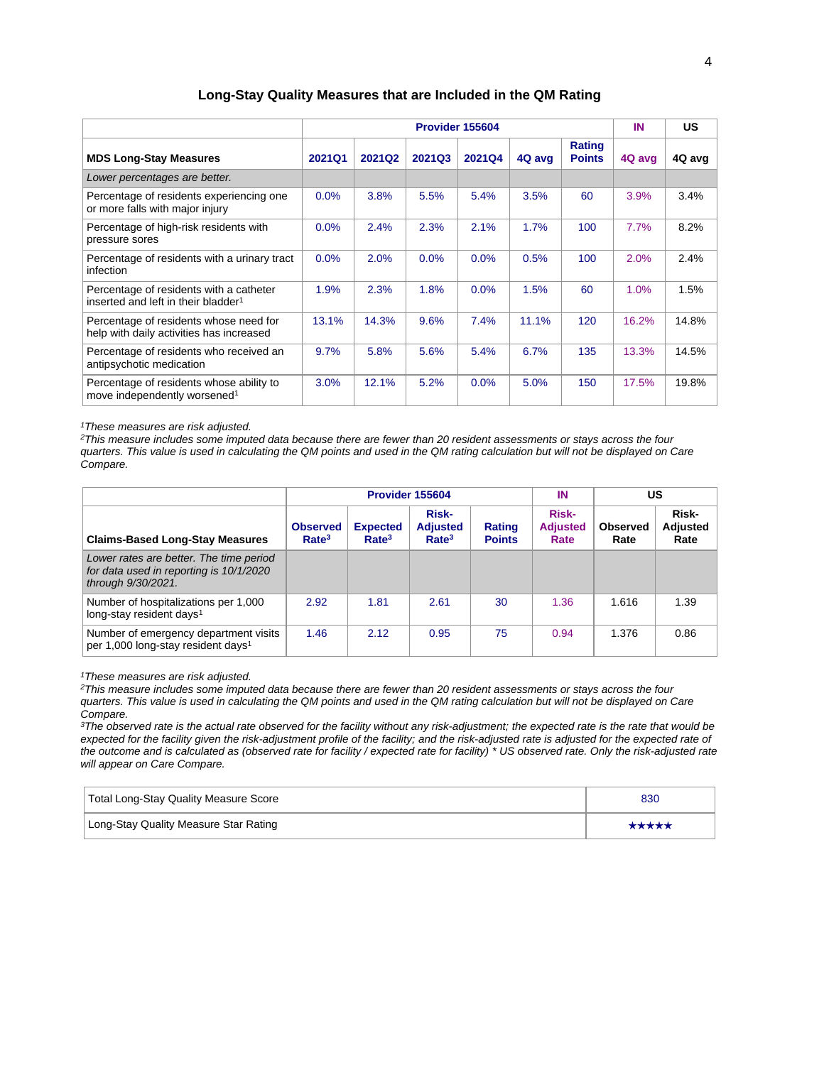## Long-Stay Quality Measures that are Included in the QM Rating

| | Provider 155604 | | | | | | IN | US |
|---|---|---|---|---|---|---|---|---|
| **MDS Long-Stay Measures** | **2021Q1** | **2021Q2** | **2021Q3** | **2021Q4** | **4Q avg** | **Rating Points** | **4Q avg** | **4Q avg** |
| *Lower percentages are better.* | | | | | | | | |
| Percentage of residents experiencing one or more falls with major injury | 0.0% | 3.8% | 5.5% | 5.4% | 3.5% | 60 | 3.9% | 3.4% |
| Percentage of high-risk residents with pressure sores | 0.0% | 2.4% | 2.3% | 2.1% | 1.7% | 100 | 7.7% | 8.2% |
| Percentage of residents with a urinary tract infection | 0.0% | 2.0% | 0.0% | 0.0% | 0.5% | 100 | 2.0% | 2.4% |
| Percentage of residents with a catheter inserted and left in their bladder[1] | 1.9% | 2.3% | 1.8% | 0.0% | 1.5% | 60 | 1.0% | 1.5% |
| Percentage of residents whose need for help with daily activities has increased | 13.1% | 14.3% | 9.6% | 7.4% | 11.1% | 120 | 16.2% | 14.8% |
| Percentage of residents who received an antipsychotic medication | 9.7% | 5.8% | 5.6% | 5.4% | 6.7% | 135 | 13.3% | 14.5% |
| Percentage of residents whose ability to move independently worsened[1] | 3.0% | 12.1% | 5.2% | 0.0% | 5.0% | 150 | 17.5% | 19.8% |

*[1]These measures are risk adjusted.*
*[2]This measure includes some imputed data because there are fewer than 20 resident assessments or stays across the four quarters. This value is used in calculating the QM points and used in the QM rating calculation but will not be displayed on Care Compare.*

| | Provider 155604 | | | | IN | US | |
|---|---|---|---|---|---|---|---|
| **Claims-Based Long-Stay Measures** | **Observed Rate[3]** | **Expected Rate[3]** | **Risk-Adjusted Rate[3]** | **Rating Points** | **Risk-Adjusted Rate** | **Observed Rate** | **Risk-Adjusted Rate** |
| *Lower rates are better. The time period for data used in reporting is 10/1/2020 through 9/30/2021.* | | | | | | | |
| Number of hospitalizations per 1,000 long-stay resident days[1] | 2.92 | 1.81 | 2.61 | 30 | 1.36 | 1.616 | 1.39 |
| Number of emergency department visits per 1,000 long-stay resident days[1] | 1.46 | 2.12 | 0.95 | 75 | 0.94 | 1.376 | 0.86 |

*[1]These measures are risk adjusted.*
*[2]This measure includes some imputed data because there are fewer than 20 resident assessments or stays across the four quarters. This value is used in calculating the QM points and used in the QM rating calculation but will not be displayed on Care Compare.*
*[3]The observed rate is the actual rate observed for the facility without any risk-adjustment; the expected rate is the rate that would be expected for the facility given the risk-adjustment profile of the facility; and the risk-adjusted rate is adjusted for the expected rate of the outcome and is calculated as (observed rate for facility / expected rate for facility) * US observed rate. Only the risk-adjusted rate will appear on Care Compare.*

| | |
|---|---|
| Total Long-Stay Quality Measure Score | 830 |
| Long-Stay Quality Measure Star Rating | ★★★★★ |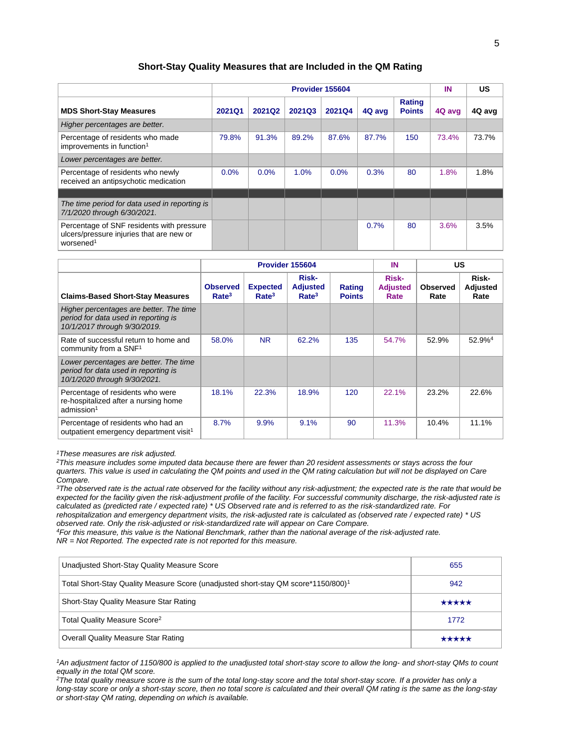## Short-Stay Quality Measures that are Included in the QM Rating

| MDS Short-Stay Measures | Provider 155604 | | | | | | IN | US |
|---|---|---|---|---|---|---|---|---|
| | 2021Q1 | 2021Q2 | 2021Q3 | 2021Q4 | 4Q avg | Rating Points | 4Q avg | 4Q avg |
| *Higher percentages are better.* | | | | | | | | |
| Percentage of residents who made improvements in function[1] | 79.8% | 91.3% | 89.2% | 87.6% | 87.7% | 150 | 73.4% | 73.7% |
| *Lower percentages are better.* | | | | | | | | |
| Percentage of residents who newly received an antipsychotic medication | 0.0% | 0.0% | 1.0% | 0.0% | 0.3% | 80 | 1.8% | 1.8% |
| | | | | | | | | |
| *The time period for data used in reporting is 7/1/2020 through 6/30/2021.* | | | | | | | | |
| Percentage of SNF residents with pressure ulcers/pressure injuries that are new or worsened[1] | | | | | 0.7% | 80 | 3.6% | 3.5% |

| Claims-Based Short-Stay Measures | Provider 155604 | | | | IN | US | |
|---|---|---|---|---|---|---|---|
| | Observed Rate[3] | Expected Rate[3] | Risk-Adjusted Rate[3] | Rating Points | Risk-Adjusted Rate | Observed Rate | Risk-Adjusted Rate |
| *Higher percentages are better. The time period for data used in reporting is 10/1/2017 through 9/30/2019.* | | | | | | | |
| Rate of successful return to home and community from a SNF[1] | 58.0% | NR | 62.2% | 135 | 54.7% | 52.9% | 52.9%[4] |
| *Lower percentages are better. The time period for data used in reporting is 10/1/2020 through 9/30/2021.* | | | | | | | |
| Percentage of residents who were re-hospitalized after a nursing home admission[1] | 18.1% | 22.3% | 18.9% | 120 | 22.1% | 23.2% | 22.6% |
| Percentage of residents who had an outpatient emergency department visit[1] | 8.7% | 9.9% | 9.1% | 90 | 11.3% | 10.4% | 11.1% |

*[1]These measures are risk adjusted.*
*[2]This measure includes some imputed data because there are fewer than 20 resident assessments or stays across the four quarters. This value is used in calculating the QM points and used in the QM rating calculation but will not be displayed on Care Compare.*
*[3]The observed rate is the actual rate observed for the facility without any risk-adjustment; the expected rate is the rate that would be expected for the facility given the risk-adjustment profile of the facility. For successful community discharge, the risk-adjusted rate is calculated as (predicted rate / expected rate) * US Observed rate and is referred to as the risk-standardized rate. For rehospitalization and emergency department visits, the risk-adjusted rate is calculated as (observed rate / expected rate) * US observed rate. Only the risk-adjusted or risk-standardized rate will appear on Care Compare.*
*[4]For this measure, this value is the National Benchmark, rather than the national average of the risk-adjusted rate.*
*NR = Not Reported. The expected rate is not reported for this measure.*

| | |
|---|---|
| Unadjusted Short-Stay Quality Measure Score | 655 |
| Total Short-Stay Quality Measure Score (unadjusted short-stay QM score*1150/800)[1] | 942 |
| Short-Stay Quality Measure Star Rating | ★★★★★ |
| Total Quality Measure Score[2] | 1772 |
| Overall Quality Measure Star Rating | ★★★★★ |

*[1]An adjustment factor of 1150/800 is applied to the unadjusted total short-stay score to allow the long- and short-stay QMs to count equally in the total QM score.*
*[2]The total quality measure score is the sum of the total long-stay score and the total short-stay score. If a provider has only a long-stay score or only a short-stay score, then no total score is calculated and their overall QM rating is the same as the long-stay or short-stay QM rating, depending on which is available.*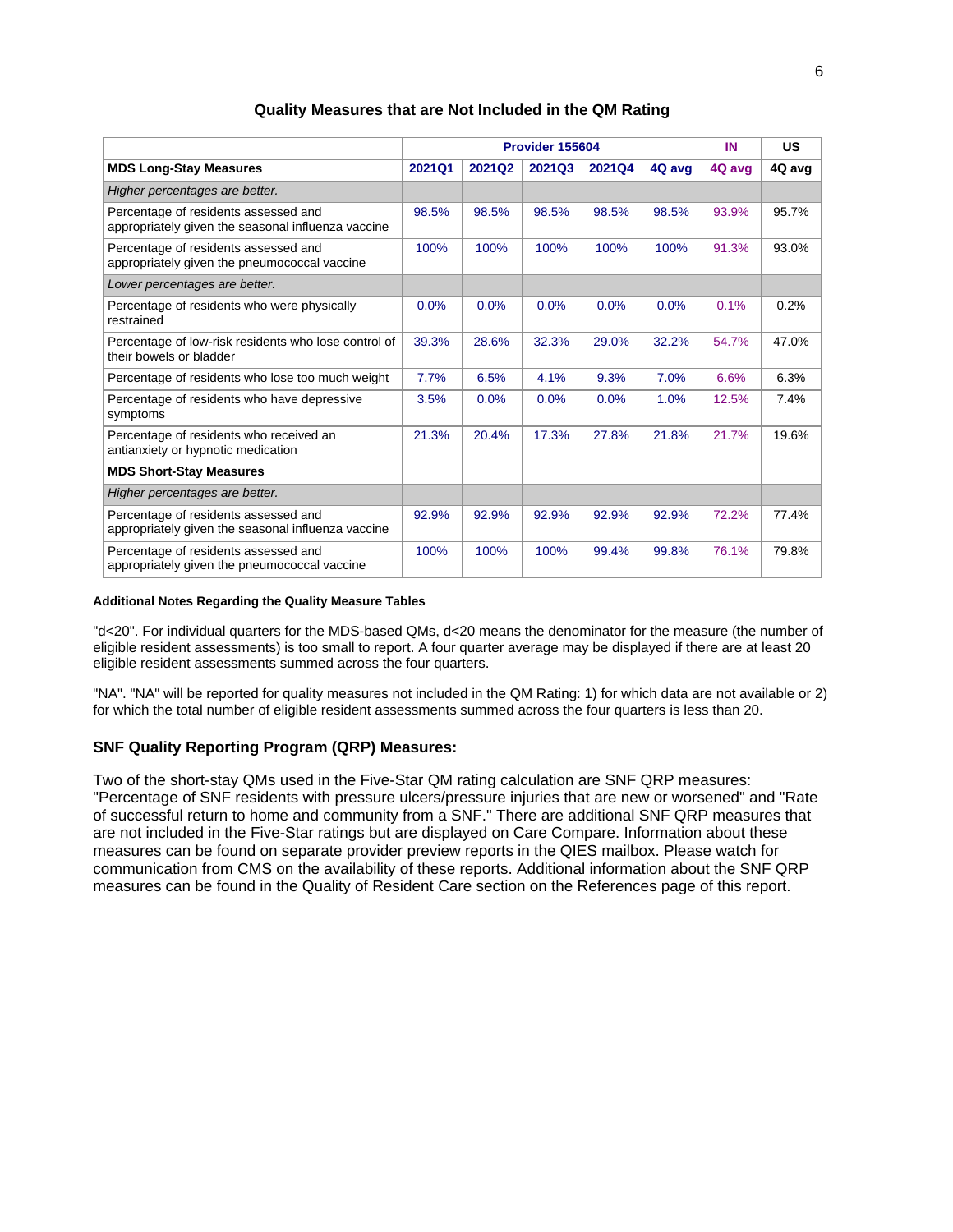## Quality Measures that are Not Included in the QM Rating

| | Provider 155604 | | | | | IN | US |
|---|---|---|---|---|---|---|---|
| **MDS Long-Stay Measures** | **2021Q1** | **2021Q2** | **2021Q3** | **2021Q4** | **4Q avg** | **4Q avg** | **4Q avg** |
| *Higher percentages are better.* | | | | | | | |
| Percentage of residents assessed and appropriately given the seasonal influenza vaccine | 98.5% | 98.5% | 98.5% | 98.5% | 98.5% | 93.9% | 95.7% |
| Percentage of residents assessed and appropriately given the pneumococcal vaccine | 100% | 100% | 100% | 100% | 100% | 91.3% | 93.0% |
| *Lower percentages are better.* | | | | | | | |
| Percentage of residents who were physically restrained | 0.0% | 0.0% | 0.0% | 0.0% | 0.0% | 0.1% | 0.2% |
| Percentage of low-risk residents who lose control of their bowels or bladder | 39.3% | 28.6% | 32.3% | 29.0% | 32.2% | 54.7% | 47.0% |
| Percentage of residents who lose too much weight | 7.7% | 6.5% | 4.1% | 9.3% | 7.0% | 6.6% | 6.3% |
| Percentage of residents who have depressive symptoms | 3.5% | 0.0% | 0.0% | 0.0% | 1.0% | 12.5% | 7.4% |
| Percentage of residents who received an antianxiety or hypnotic medication | 21.3% | 20.4% | 17.3% | 27.8% | 21.8% | 21.7% | 19.6% |
| **MDS Short-Stay Measures** | | | | | | | |
| *Higher percentages are better.* | | | | | | | |
| Percentage of residents assessed and appropriately given the seasonal influenza vaccine | 92.9% | 92.9% | 92.9% | 92.9% | 92.9% | 72.2% | 77.4% |
| Percentage of residents assessed and appropriately given the pneumococcal vaccine | 100% | 100% | 100% | 99.4% | 99.8% | 76.1% | 79.8% |

**Additional Notes Regarding the Quality Measure Tables**

"d<20". For individual quarters for the MDS-based QMs, d<20 means the denominator for the measure (the number of eligible resident assessments) is too small to report. A four quarter average may be displayed if there are at least 20 eligible resident assessments summed across the four quarters.

"NA". "NA" will be reported for quality measures not included in the QM Rating: 1) for which data are not available or 2) for which the total number of eligible resident assessments summed across the four quarters is less than 20.

### SNF Quality Reporting Program (QRP) Measures:

Two of the short-stay QMs used in the Five-Star QM rating calculation are SNF QRP measures: "Percentage of SNF residents with pressure ulcers/pressure injuries that are new or worsened" and "Rate of successful return to home and community from a SNF." There are additional SNF QRP measures that are not included in the Five-Star ratings but are displayed on Care Compare. Information about these measures can be found on separate provider preview reports in the QIES mailbox. Please watch for communication from CMS on the availability of these reports. Additional information about the SNF QRP measures can be found in the Quality of Resident Care section on the References page of this report.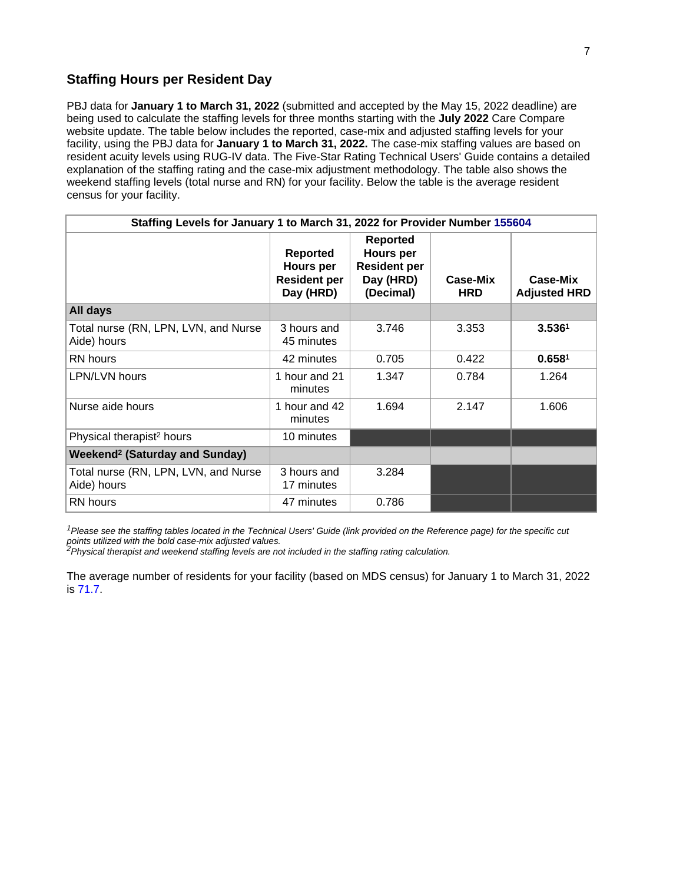## Staffing Hours per Resident Day

PBJ data for **January 1 to March 31, 2022** (submitted and accepted by the May 15, 2022 deadline) are being used to calculate the staffing levels for three months starting with the **July 2022** Care Compare website update. The table below includes the reported, case-mix and adjusted staffing levels for your facility, using the PBJ data for **January 1 to March 31, 2022.** The case-mix staffing values are based on resident acuity levels using RUG-IV data. The Five-Star Rating Technical Users' Guide contains a detailed explanation of the staffing rating and the case-mix adjustment methodology. The table also shows the weekend staffing levels (total nurse and RN) for your facility. Below the table is the average resident census for your facility.

| Staffing Levels for January 1 to March 31, 2022 for Provider Number 155604 | | | | |
|---|---|---|---|---|
| | **Reported Hours per Resident per Day (HRD)** | **Reported Hours per Resident per Day (HRD) (Decimal)** | **Case-Mix HRD** | **Case-Mix Adjusted HRD** |
| **All days** | | | | |
| Total nurse (RN, LPN, LVN, and Nurse Aide) hours | 3 hours and 45 minutes | 3.746 | 3.353 | **3.536**[1] |
| RN hours | 42 minutes | 0.705 | 0.422 | **0.658**[1] |
| LPN/LVN hours | 1 hour and 21 minutes | 1.347 | 0.784 | 1.264 |
| Nurse aide hours | 1 hour and 42 minutes | 1.694 | 2.147 | 1.606 |
| Physical therapist[2] hours | 10 minutes | | | |
| **Weekend[2] (Saturday and Sunday)** | | | | |
| Total nurse (RN, LPN, LVN, and Nurse Aide) hours | 3 hours and 17 minutes | 3.284 | | |
| RN hours | 47 minutes | 0.786 | | |

*[1]Please see the staffing tables located in the Technical Users' Guide (link provided on the Reference page) for the specific cut points utilized with the bold case-mix adjusted values.*
*[2]Physical therapist and weekend staffing levels are not included in the staffing rating calculation.*

The average number of residents for your facility (based on MDS census) for January 1 to March 31, 2022 is 71.7.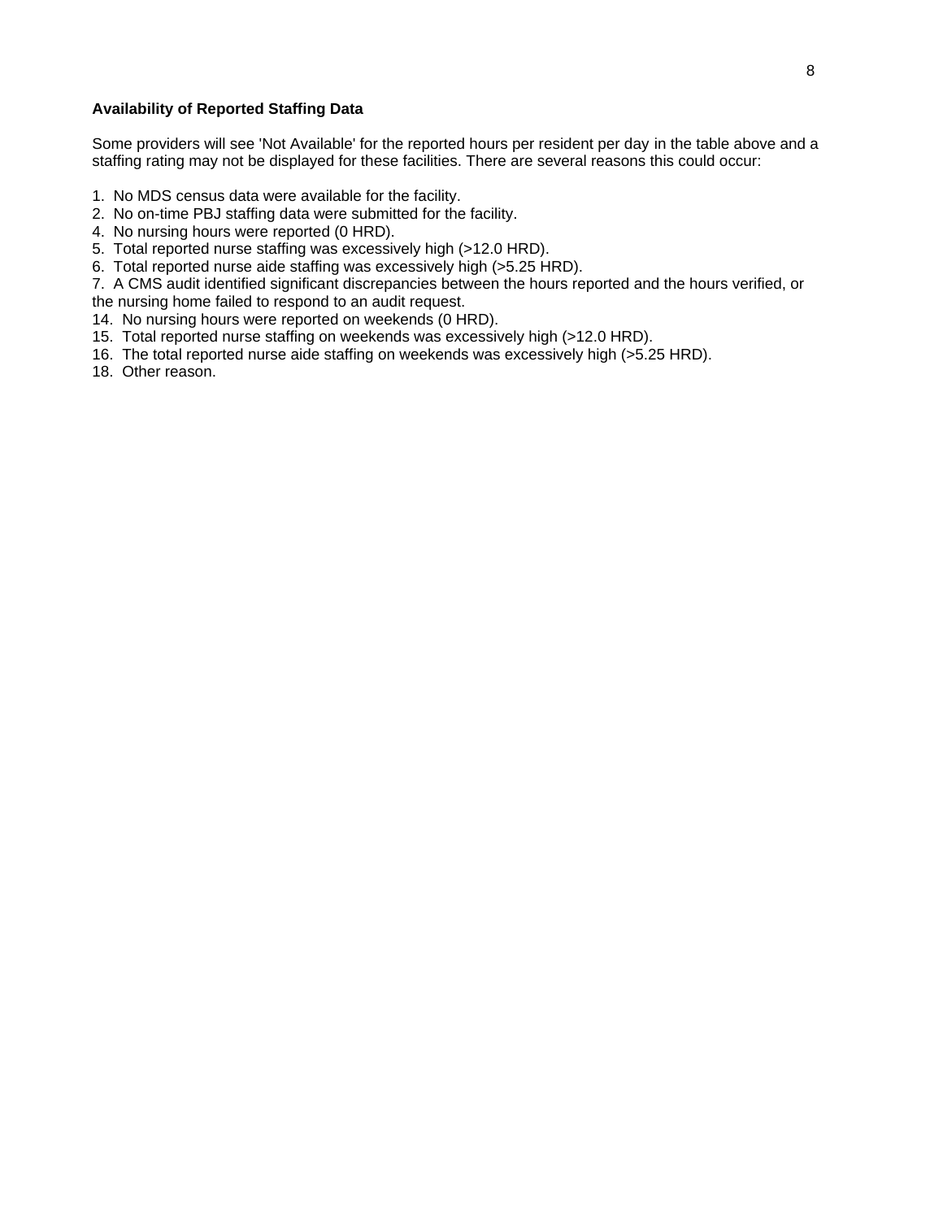**Availability of Reported Staffing Data**

Some providers will see 'Not Available' for the reported hours per resident per day in the table above and a staffing rating may not be displayed for these facilities. There are several reasons this could occur:

1. No MDS census data were available for the facility.
2. No on-time PBJ staffing data were submitted for the facility.
4. No nursing hours were reported (0 HRD).
5. Total reported nurse staffing was excessively high (>12.0 HRD).
6. Total reported nurse aide staffing was excessively high (>5.25 HRD).
7. A CMS audit identified significant discrepancies between the hours reported and the hours verified, or the nursing home failed to respond to an audit request.
14. No nursing hours were reported on weekends (0 HRD).
15. Total reported nurse staffing on weekends was excessively high (>12.0 HRD).
16. The total reported nurse aide staffing on weekends was excessively high (>5.25 HRD).
18. Other reason.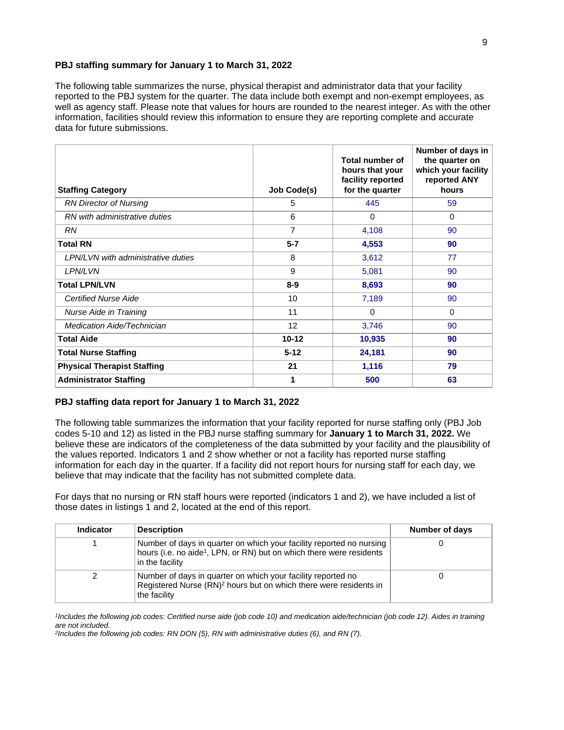**PBJ staffing summary for January 1 to March 31, 2022**

The following table summarizes the nurse, physical therapist and administrator data that your facility reported to the PBJ system for the quarter. The data include both exempt and non-exempt employees, as well as agency staff. Please note that values for hours are rounded to the nearest integer. As with the other information, facilities should review this information to ensure they are reporting complete and accurate data for future submissions.

| Staffing Category | Job Code(s) | Total number of hours that your facility reported for the quarter | Number of days in the quarter on which your facility reported ANY hours |
|---|---|---|---|
| *RN Director of Nursing* | 5 | 445 | 59 |
| *RN with administrative duties* | 6 | 0 | 0 |
| *RN* | 7 | 4,108 | 90 |
| **Total RN** | **5-7** | **4,553** | **90** |
| *LPN/LVN with administrative duties* | 8 | 3,612 | 77 |
| *LPN/LVN* | 9 | 5,081 | 90 |
| **Total LPN/LVN** | **8-9** | **8,693** | **90** |
| *Certified Nurse Aide* | 10 | 7,189 | 90 |
| *Nurse Aide in Training* | 11 | 0 | 0 |
| *Medication Aide/Technician* | 12 | 3,746 | 90 |
| **Total Aide** | **10-12** | **10,935** | **90** |
| **Total Nurse Staffing** | **5-12** | **24,181** | **90** |
| **Physical Therapist Staffing** | **21** | **1,116** | **79** |
| **Administrator Staffing** | **1** | **500** | **63** |

**PBJ staffing data report for January 1 to March 31, 2022**

The following table summarizes the information that your facility reported for nurse staffing only (PBJ Job codes 5-10 and 12) as listed in the PBJ nurse staffing summary for **January 1 to March 31, 2022.** We believe these are indicators of the completeness of the data submitted by your facility and the plausibility of the values reported. Indicators 1 and 2 show whether or not a facility has reported nurse staffing information for each day in the quarter. If a facility did not report hours for nursing staff for each day, we believe that may indicate that the facility has not submitted complete data.

For days that no nursing or RN staff hours were reported (indicators 1 and 2), we have included a list of those dates in listings 1 and 2, located at the end of this report.

| Indicator | Description | Number of days |
|---|---|---|
| 1 | Number of days in quarter on which your facility reported no nursing hours (i.e. no aide[1], LPN, or RN) but on which there were residents in the facility | 0 |
| 2 | Number of days in quarter on which your facility reported no Registered Nurse (RN)[2] hours but on which there were residents in the facility | 0 |

*[1]Includes the following job codes: Certified nurse aide (job code 10) and medication aide/technician (job code 12). Aides in training are not included.*

*[2]Includes the following job codes: RN DON (5), RN with administrative duties (6), and RN (7).*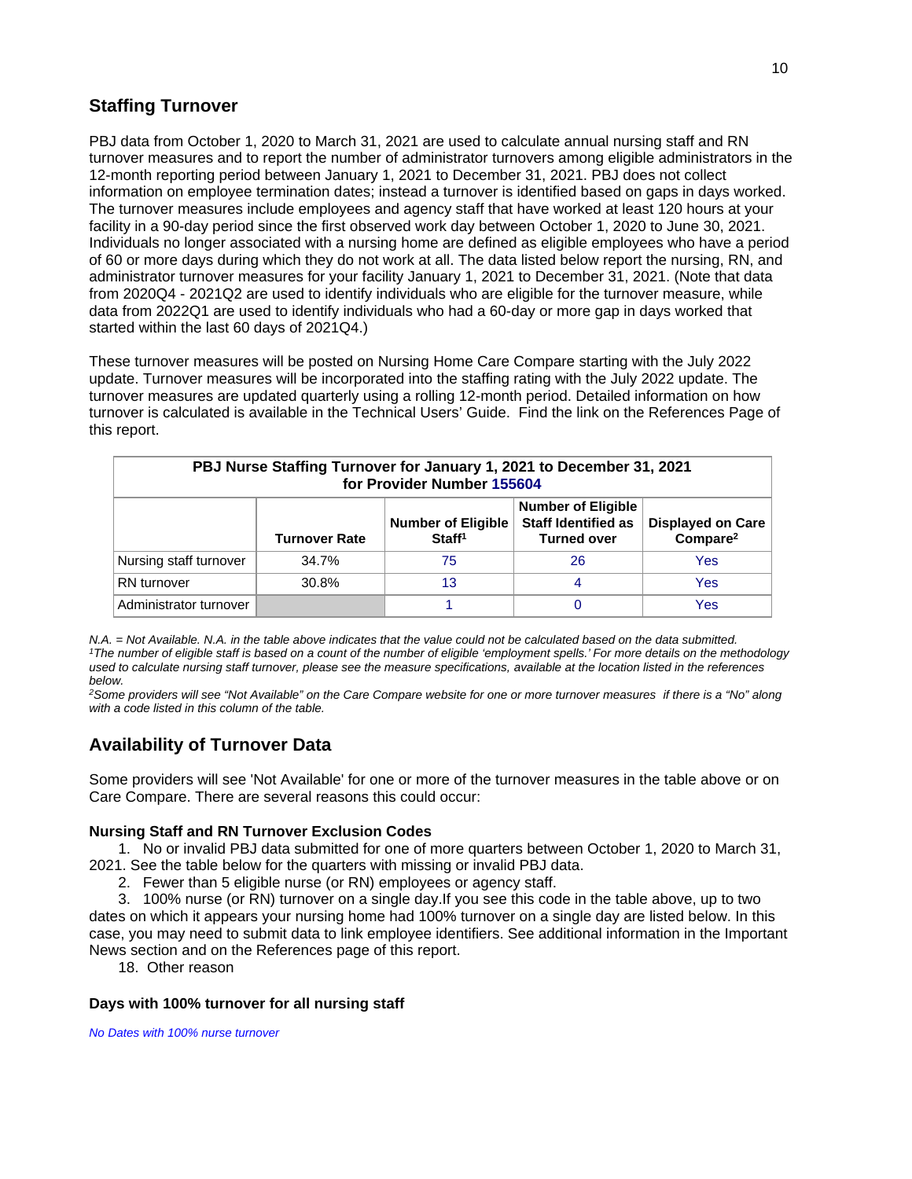## Staffing Turnover

PBJ data from October 1, 2020 to March 31, 2021 are used to calculate annual nursing staff and RN turnover measures and to report the number of administrator turnovers among eligible administrators in the 12-month reporting period between January 1, 2021 to December 31, 2021. PBJ does not collect information on employee termination dates; instead a turnover is identified based on gaps in days worked. The turnover measures include employees and agency staff that have worked at least 120 hours at your facility in a 90-day period since the first observed work day between October 1, 2020 to June 30, 2021. Individuals no longer associated with a nursing home are defined as eligible employees who have a period of 60 or more days during which they do not work at all. The data listed below report the nursing, RN, and administrator turnover measures for your facility January 1, 2021 to December 31, 2021. (Note that data from 2020Q4 - 2021Q2 are used to identify individuals who are eligible for the turnover measure, while data from 2022Q1 are used to identify individuals who had a 60-day or more gap in days worked that started within the last 60 days of 2021Q4.)

These turnover measures will be posted on Nursing Home Care Compare starting with the July 2022 update. Turnover measures will be incorporated into the staffing rating with the July 2022 update. The turnover measures are updated quarterly using a rolling 12-month period. Detailed information on how turnover is calculated is available in the Technical Users' Guide. Find the link on the References Page of this report.

**PBJ Nurse Staffing Turnover for January 1, 2021 to December 31, 2021 for Provider Number 155604**

| | Turnover Rate | Number of Eligible Staff[1] | Number of Eligible Staff Identified as Turned over | Displayed on Care Compare[2] |
|---|---|---|---|---|
| Nursing staff turnover | 34.7% | 75 | 26 | Yes |
| RN turnover | 30.8% | 13 | 4 | Yes |
| Administrator turnover | | 1 | 0 | Yes |

*N.A. = Not Available. N.A. in the table above indicates that the value could not be calculated based on the data submitted.*
*[1]The number of eligible staff is based on a count of the number of eligible 'employment spells.' For more details on the methodology used to calculate nursing staff turnover, please see the measure specifications, available at the location listed in the references below.*
*[2]Some providers will see "Not Available" on the Care Compare website for one or more turnover measures if there is a "No" along with a code listed in this column of the table.*

## Availability of Turnover Data

Some providers will see 'Not Available' for one or more of the turnover measures in the table above or on Care Compare. There are several reasons this could occur:

### Nursing Staff and RN Turnover Exclusion Codes

1. No or invalid PBJ data submitted for one of more quarters between October 1, 2020 to March 31, 2021. See the table below for the quarters with missing or invalid PBJ data.
2. Fewer than 5 eligible nurse (or RN) employees or agency staff.
3. 100% nurse (or RN) turnover on a single day.If you see this code in the table above, up to two dates on which it appears your nursing home had 100% turnover on a single day are listed below. In this case, you may need to submit data to link employee identifiers. See additional information in the Important News section and on the References page of this report.

18. Other reason

### Days with 100% turnover for all nursing staff

*No Dates with 100% nurse turnover*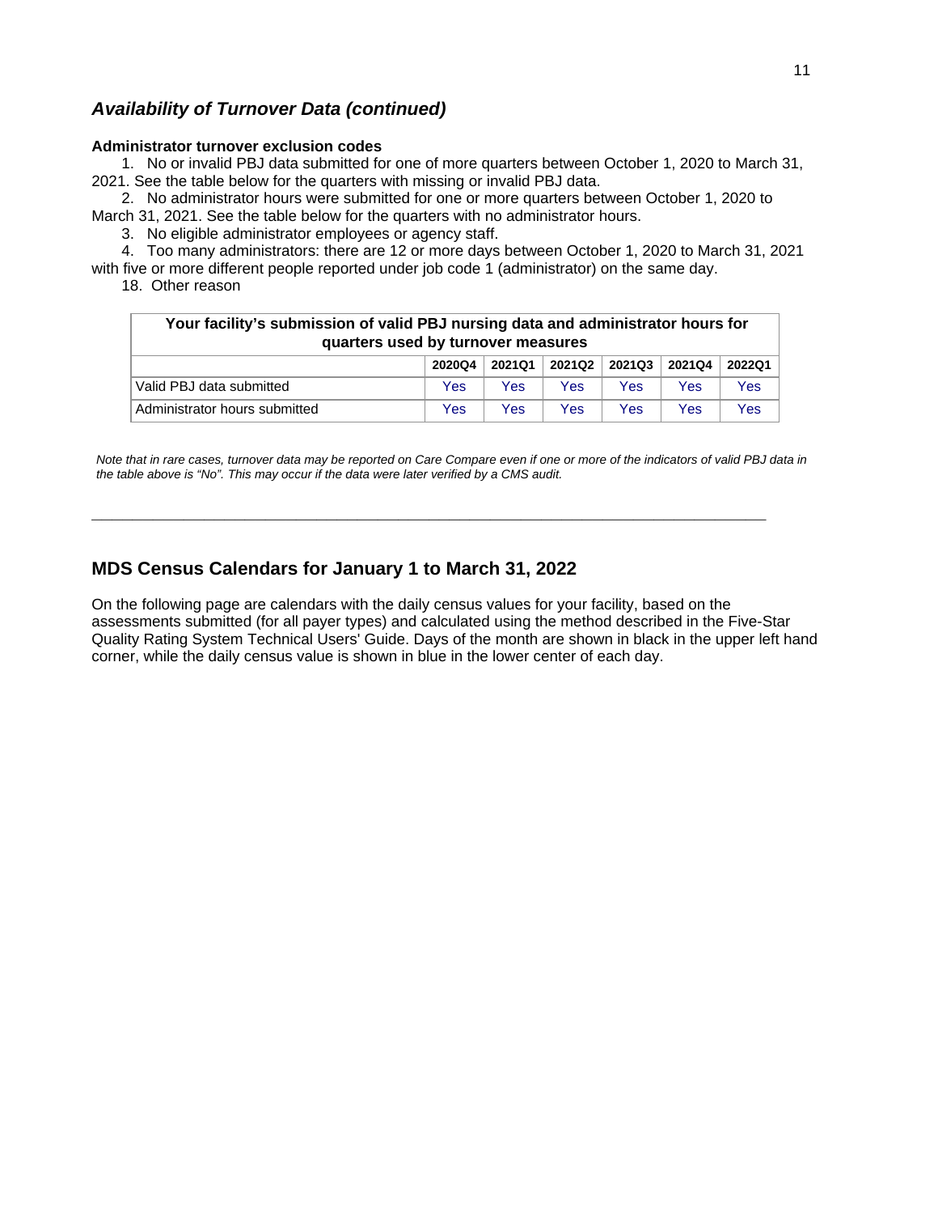## *Availability of Turnover Data (continued)*

**Administrator turnover exclusion codes**

1. No or invalid PBJ data submitted for one of more quarters between October 1, 2020 to March 31, 2021. See the table below for the quarters with missing or invalid PBJ data.
2. No administrator hours were submitted for one or more quarters between October 1, 2020 to March 31, 2021. See the table below for the quarters with no administrator hours.
3. No eligible administrator employees or agency staff.
4. Too many administrators: there are 12 or more days between October 1, 2020 to March 31, 2021 with five or more different people reported under job code 1 (administrator) on the same day.

18. Other reason

| Your facility's submission of valid PBJ nursing data and administrator hours for quarters used by turnover measures | | | | | | |
|---|---|---|---|---|---|---|
| | 2020Q4 | 2021Q1 | 2021Q2 | 2021Q3 | 2021Q4 | 2022Q1 |
| Valid PBJ data submitted | Yes | Yes | Yes | Yes | Yes | Yes |
| Administrator hours submitted | Yes | Yes | Yes | Yes | Yes | Yes |

*Note that in rare cases, turnover data may be reported on Care Compare even if one or more of the indicators of valid PBJ data in the table above is "No". This may occur if the data were later verified by a CMS audit.*

---

## MDS Census Calendars for January 1 to March 31, 2022

On the following page are calendars with the daily census values for your facility, based on the assessments submitted (for all payer types) and calculated using the method described in the Five-Star Quality Rating System Technical Users' Guide. Days of the month are shown in black in the upper left hand corner, while the daily census value is shown in blue in the lower center of each day.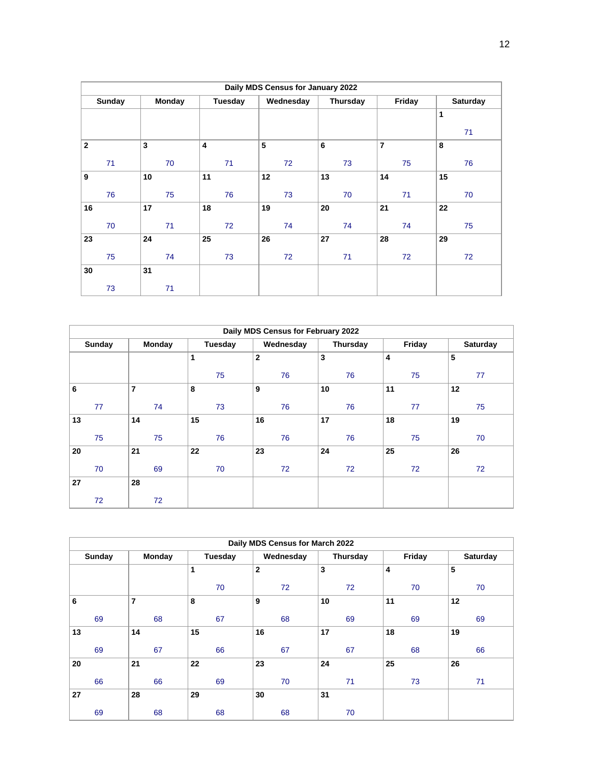| Daily MDS Census for January 2022 | | | | | | |
|---|---|---|---|---|---|---|
| Sunday | Monday | Tuesday | Wednesday | Thursday | Friday | Saturday |
| | | | | | | **1** 71 |
| **2** 71 | **3** 70 | **4** 71 | **5** 72 | **6** 73 | **7** 75 | **8** 76 |
| **9** 76 | **10** 75 | **11** 76 | **12** 73 | **13** 70 | **14** 71 | **15** 70 |
| **16** 70 | **17** 71 | **18** 72 | **19** 74 | **20** 74 | **21** 74 | **22** 75 |
| **23** 75 | **24** 74 | **25** 73 | **26** 72 | **27** 71 | **28** 72 | **29** 72 |
| **30** 73 | **31** 71 | | | | | |

| Daily MDS Census for February 2022 | | | | | | |
|---|---|---|---|---|---|---|
| Sunday | Monday | Tuesday | Wednesday | Thursday | Friday | Saturday |
| | | **1** 75 | **2** 76 | **3** 76 | **4** 75 | **5** 77 |
| **6** 77 | **7** 74 | **8** 73 | **9** 76 | **10** 76 | **11** 77 | **12** 75 |
| **13** 75 | **14** 75 | **15** 76 | **16** 76 | **17** 76 | **18** 75 | **19** 70 |
| **20** 70 | **21** 69 | **22** 70 | **23** 72 | **24** 72 | **25** 72 | **26** 72 |
| **27** 72 | **28** 72 | | | | | |

| Daily MDS Census for March 2022 | | | | | | |
|---|---|---|---|---|---|---|
| Sunday | Monday | Tuesday | Wednesday | Thursday | Friday | Saturday |
| | | **1** 70 | **2** 72 | **3** 72 | **4** 70 | **5** 70 |
| **6** 69 | **7** 68 | **8** 67 | **9** 68 | **10** 69 | **11** 69 | **12** 69 |
| **13** 69 | **14** 67 | **15** 66 | **16** 67 | **17** 67 | **18** 68 | **19** 66 |
| **20** 66 | **21** 66 | **22** 69 | **23** 70 | **24** 71 | **25** 73 | **26** 71 |
| **27** 69 | **28** 68 | **29** 68 | **30** 68 | **31** 70 | | |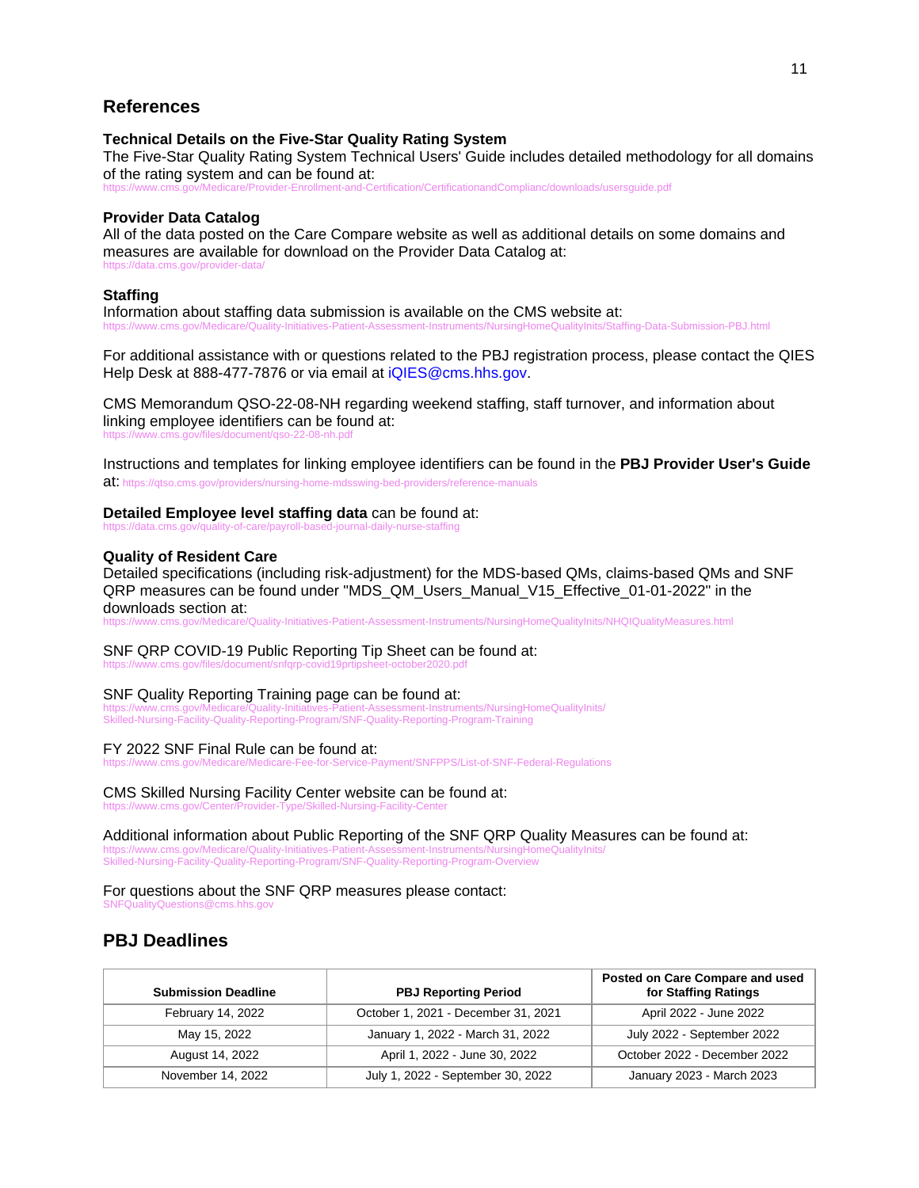## References

### Technical Details on the Five-Star Quality Rating System

The Five-Star Quality Rating System Technical Users' Guide includes detailed methodology for all domains of the rating system and can be found at:
https://www.cms.gov/Medicare/Provider-Enrollment-and-Certification/CertificationandComplianc/downloads/usersguide.pdf

### Provider Data Catalog

All of the data posted on the Care Compare website as well as additional details on some domains and measures are available for download on the Provider Data Catalog at:
https://data.cms.gov/provider-data/

### Staffing

Information about staffing data submission is available on the CMS website at:
https://www.cms.gov/Medicare/Quality-Initiatives-Patient-Assessment-Instruments/NursingHomeQualityInits/Staffing-Data-Submission-PBJ.html

For additional assistance with or questions related to the PBJ registration process, please contact the QIES Help Desk at 888-477-7876 or via email at iQIES@cms.hhs.gov.

CMS Memorandum QSO-22-08-NH regarding weekend staffing, staff turnover, and information about linking employee identifiers can be found at:
https://www.cms.gov/files/document/qso-22-08-nh.pdf

Instructions and templates for linking employee identifiers can be found in the **PBJ Provider User's Guide** at: https://qtso.cms.gov/providers/nursing-home-mdsswing-bed-providers/reference-manuals

**Detailed Employee level staffing data** can be found at:
https://data.cms.gov/quality-of-care/payroll-based-journal-daily-nurse-staffing

### Quality of Resident Care

Detailed specifications (including risk-adjustment) for the MDS-based QMs, claims-based QMs and SNF QRP measures can be found under "MDS_QM_Users_Manual_V15_Effective_01-01-2022" in the downloads section at:
https://www.cms.gov/Medicare/Quality-Initiatives-Patient-Assessment-Instruments/NursingHomeQualityInits/NHQIQualityMeasures.html

SNF QRP COVID-19 Public Reporting Tip Sheet can be found at:
https://www.cms.gov/files/document/snfqrp-covid19prtipsheet-october2020.pdf

SNF Quality Reporting Training page can be found at:
https://www.cms.gov/Medicare/Quality-Initiatives-Patient-Assessment-Instruments/NursingHomeQualityInits/Skilled-Nursing-Facility-Quality-Reporting-Program/SNF-Quality-Reporting-Program-Training

FY 2022 SNF Final Rule can be found at:
https://www.cms.gov/Medicare/Medicare-Fee-for-Service-Payment/SNFPPS/List-of-SNF-Federal-Regulations

CMS Skilled Nursing Facility Center website can be found at:
https://www.cms.gov/Center/Provider-Type/Skilled-Nursing-Facility-Center

Additional information about Public Reporting of the SNF QRP Quality Measures can be found at:
https://www.cms.gov/Medicare/Quality-Initiatives-Patient-Assessment-Instruments/NursingHomeQualityInits/Skilled-Nursing-Facility-Quality-Reporting-Program/SNF-Quality-Reporting-Program-Overview

For questions about the SNF QRP measures please contact:
SNFQualityQuestions@cms.hhs.gov

## PBJ Deadlines

| Submission Deadline | PBJ Reporting Period | Posted on Care Compare and used for Staffing Ratings |
|---|---|---|
| February 14, 2022 | October 1, 2021 - December 31, 2021 | April 2022 - June 2022 |
| May 15, 2022 | January 1, 2022 - March 31, 2022 | July 2022 - September 2022 |
| August 14, 2022 | April 1, 2022 - June 30, 2022 | October 2022 - December 2022 |
| November 14, 2022 | July 1, 2022 - September 30, 2022 | January 2023 - March 2023 |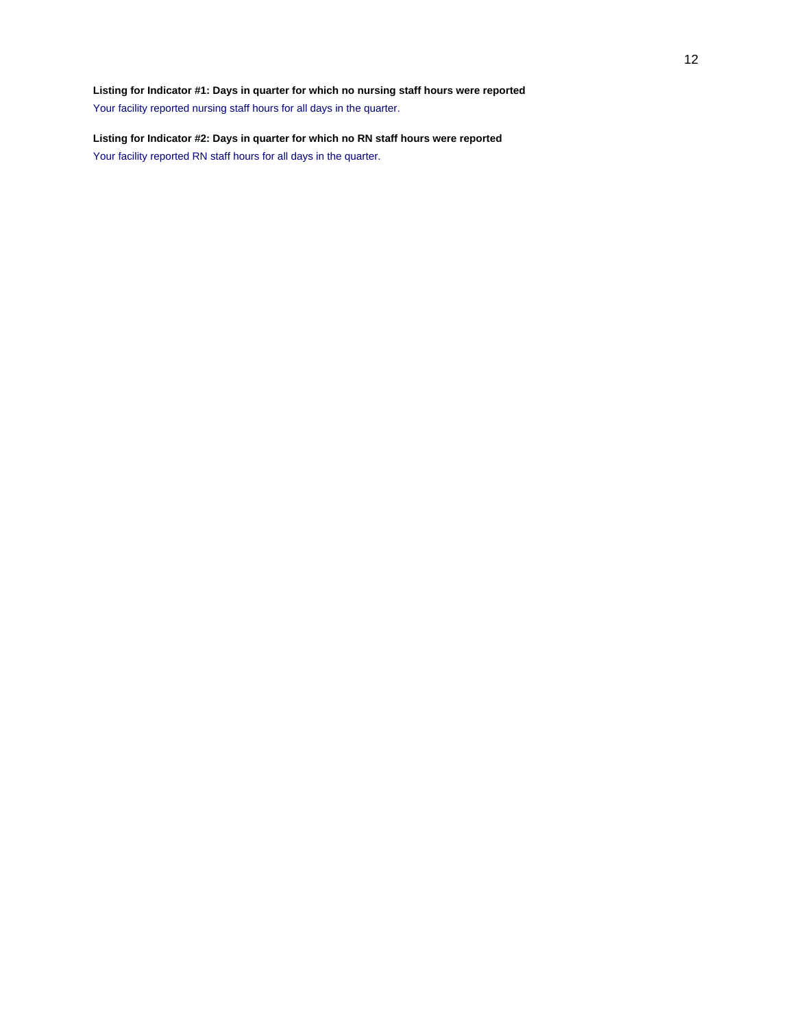**Listing for Indicator #1: Days in quarter for which no nursing staff hours were reported**

Your facility reported nursing staff hours for all days in the quarter.

**Listing for Indicator #2: Days in quarter for which no RN staff hours were reported**

Your facility reported RN staff hours for all days in the quarter.